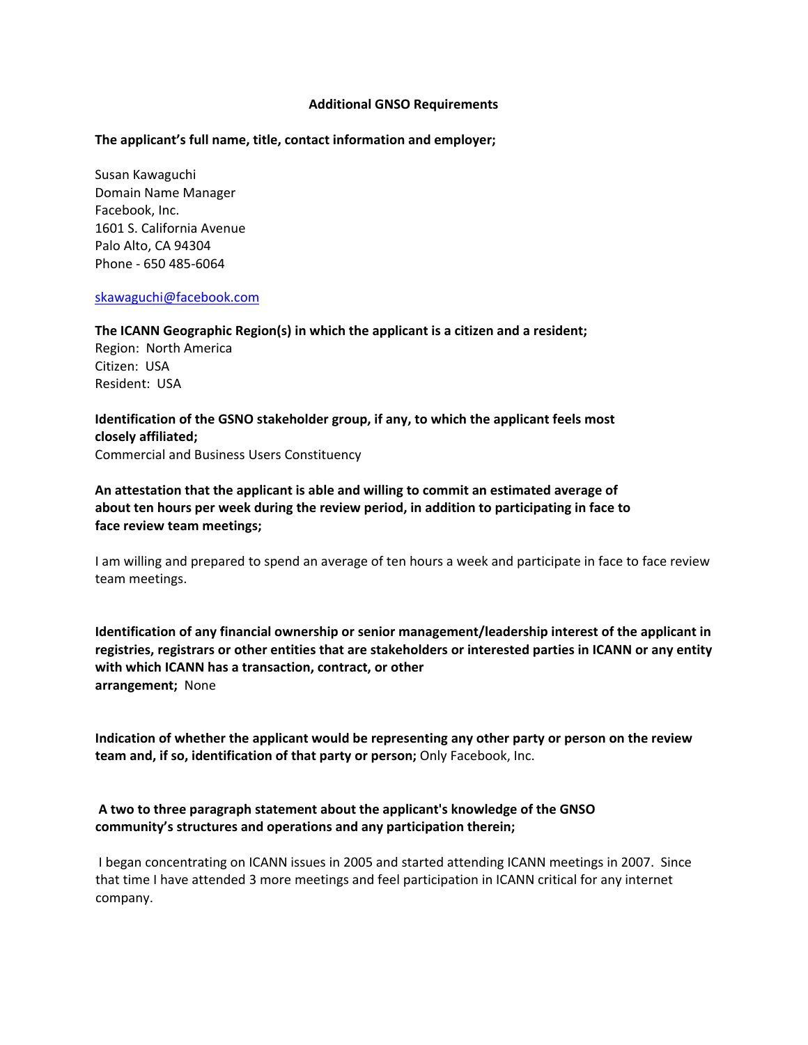**Additional GNSO Requirements**

**The applicant's full name, title, contact information and employer;**

Susan Kawaguchi
Domain Name Manager
Facebook, Inc.
1601 S. California Avenue
Palo Alto, CA 94304
Phone - 650 485-6064

skawaguchi@facebook.com

**The ICANN Geographic Region(s) in which the applicant is a citizen and a resident;**
Region: North America
Citizen: USA
Resident: USA

**Identification of the GSNO stakeholder group, if any, to which the applicant feels most closely affiliated;**
Commercial and Business Users Constituency

**An attestation that the applicant is able and willing to commit an estimated average of about ten hours per week during the review period, in addition to participating in face to face review team meetings;**

I am willing and prepared to spend an average of ten hours a week and participate in face to face review team meetings.

**Identification of any financial ownership or senior management/leadership interest of the applicant in registries, registrars or other entities that are stakeholders or interested parties in ICANN or any entity with which ICANN has a transaction, contract, or other arrangement;** None

**Indication of whether the applicant would be representing any other party or person on the review team and, if so, identification of that party or person;** Only Facebook, Inc.

**A two to three paragraph statement about the applicant's knowledge of the GNSO community's structures and operations and any participation therein;**

I began concentrating on ICANN issues in 2005 and started attending ICANN meetings in 2007. Since that time I have attended 3 more meetings and feel participation in ICANN critical for any internet company.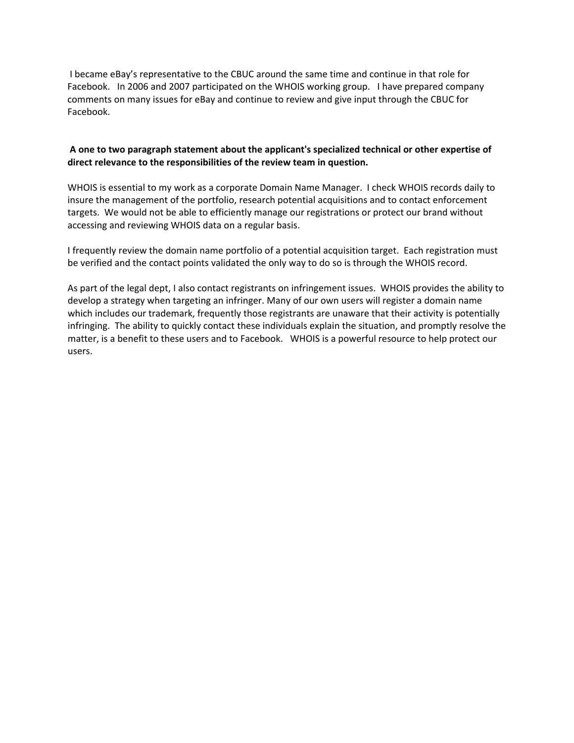I became eBay's representative to the CBUC around the same time and continue in that role for Facebook. In 2006 and 2007 participated on the WHOIS working group. I have prepared company comments on many issues for eBay and continue to review and give input through the CBUC for Facebook.

**A one to two paragraph statement about the applicant's specialized technical or other expertise of direct relevance to the responsibilities of the review team in question.**

WHOIS is essential to my work as a corporate Domain Name Manager. I check WHOIS records daily to insure the management of the portfolio, research potential acquisitions and to contact enforcement targets. We would not be able to efficiently manage our registrations or protect our brand without accessing and reviewing WHOIS data on a regular basis.

I frequently review the domain name portfolio of a potential acquisition target. Each registration must be verified and the contact points validated the only way to do so is through the WHOIS record.

As part of the legal dept, I also contact registrants on infringement issues. WHOIS provides the ability to develop a strategy when targeting an infringer. Many of our own users will register a domain name which includes our trademark, frequently those registrants are unaware that their activity is potentially infringing. The ability to quickly contact these individuals explain the situation, and promptly resolve the matter, is a benefit to these users and to Facebook. WHOIS is a powerful resource to help protect our users.